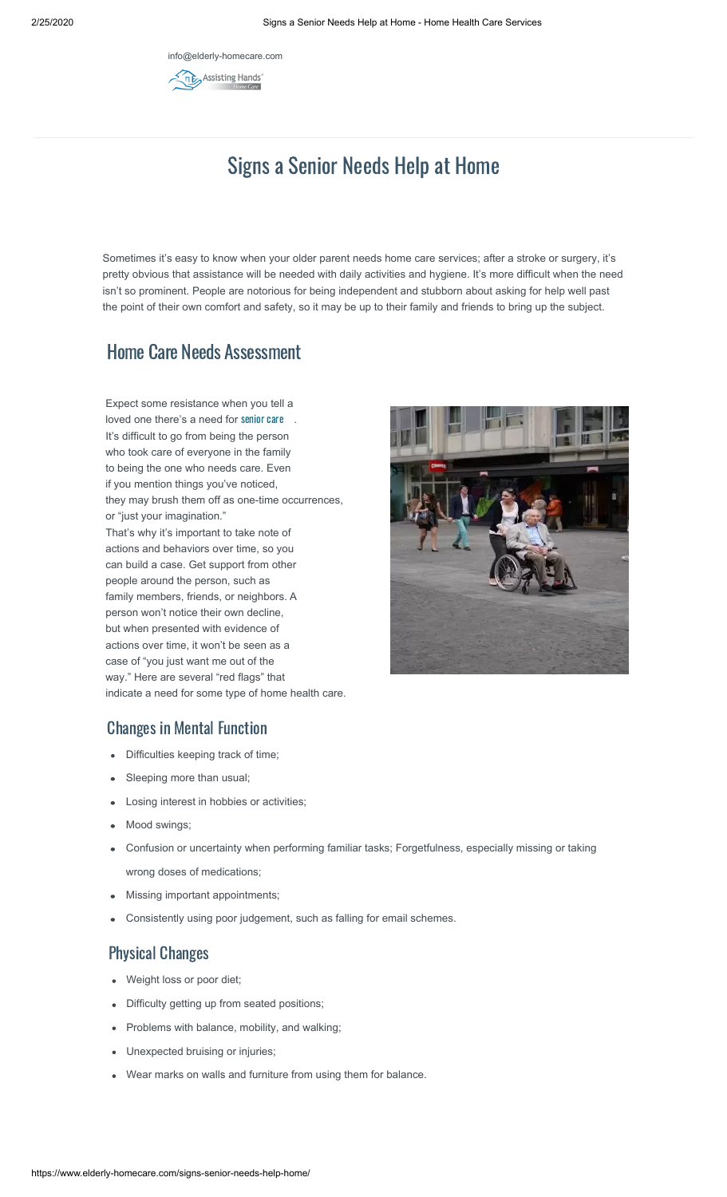info@elderly-homecare.com

# Signs a Senior Needs Help at Home

Sometimes it's easy to know when your older parent needs home care services; after a stroke or surgery, it's pretty obvious that assistance will be needed with daily activities and hygiene. It's more difficult when the need isn't so prominent. People are notorious for being independent and stubborn about asking for help well past the point of their own comfort and safety, so it may be up to their family and friends to bring up the subject.

## Home Care Needs Assessment

Expect some resistance when you tell a loved one there's a need for senior care. It's difficult to go from being the person who took care of everyone in the family to being the one who needs care. Even if you mention things you've noticed, they may brush them off as one-time occurrences, or "just your imagination." That's why it's important to take note of actions and behaviors over time, so you can build a case. Get support from other people around the person, such as family members, friends, or neighbors. A person won't notice their own decline, but when presented with evidence of actions over time, it won't be seen as a case of "you just want me out of the way." Here are several "red flags" that indicate a need for some type of home health care.

## Changes in Mental Function

- Difficulties keeping track of time;
- Sleeping more than usual;
- Losing interest in hobbies or activities;
- Mood swings;
- Confusion or uncertainty when performing familiar tasks; Forgetfulness, especially missing or taking wrong doses of medications;
- Missing important appointments;
- Consistently using poor judgement, such as falling for email schemes.

## Physical Changes

- Weight loss or poor diet;
- Difficulty getting up from seated positions;
- Problems with balance, mobility, and walking;
- Unexpected bruising or injuries;
- Wear marks on walls and furniture from using them for balance.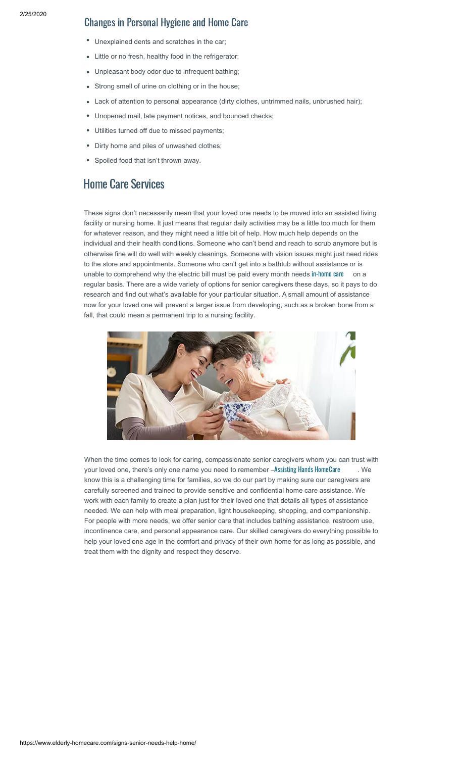## Changes in Personal Hygiene and Home Care

- Unexplained dents and scratches in the car;
- Little or no fresh, healthy food in the refrigerator;
- Unpleasant body odor due to infrequent bathing;
- Strong smell of urine on clothing or in the house;
- Lack of attention to personal appearance (dirty clothes, untrimmed nails, unbrushed hair);
- Unopened mail, late payment notices, and bounced checks;
- Utilities turned off due to missed payments;
- Dirty home and piles of unwashed clothes;
- Spoiled food that isn't thrown away.

## Home Care Services

These signs don't necessarily mean that your loved one needs to be moved into an assisted living facility or nursing home. It just means that regular daily activities may be a little too much for them for whatever reason, and they might need a little bit of help. How much help depends on the individual and their health conditions. Someone who can't bend and reach to scrub anymore but is otherwise fine will do well with weekly cleanings. Someone with vision issues might just need rides to the store and appointments. Someone who can't get into a bathtub without assistance or is unable to comprehend why the electric bill must be paid every month needs in-home care on a regular basis. There are a wide variety of options for senior caregivers these days, so it pays to do research and find out what's available for your particular situation. A small amount of assistance now for your loved one will prevent a larger issue from developing, such as a broken bone from a fall, that could mean a permanent trip to a nursing facility.

When the time comes to look for caring, compassionate senior caregivers whom you can trust with your loved one, there's only one name you need to remember – Assisting Hands HomeCare. We know this is a challenging time for families, so we do our part by making sure our caregivers are carefully screened and trained to provide sensitive and confidential home care assistance. We work with each family to create a plan just for their loved one that details all types of assistance needed. We can help with meal preparation, light housekeeping, shopping, and companionship. For people with more needs, we offer senior care that includes bathing assistance, restroom use, incontinence care, and personal appearance care. Our skilled caregivers do everything possible to help your loved one age in the comfort and privacy of their own home for as long as possible, and treat them with the dignity and respect they deserve.